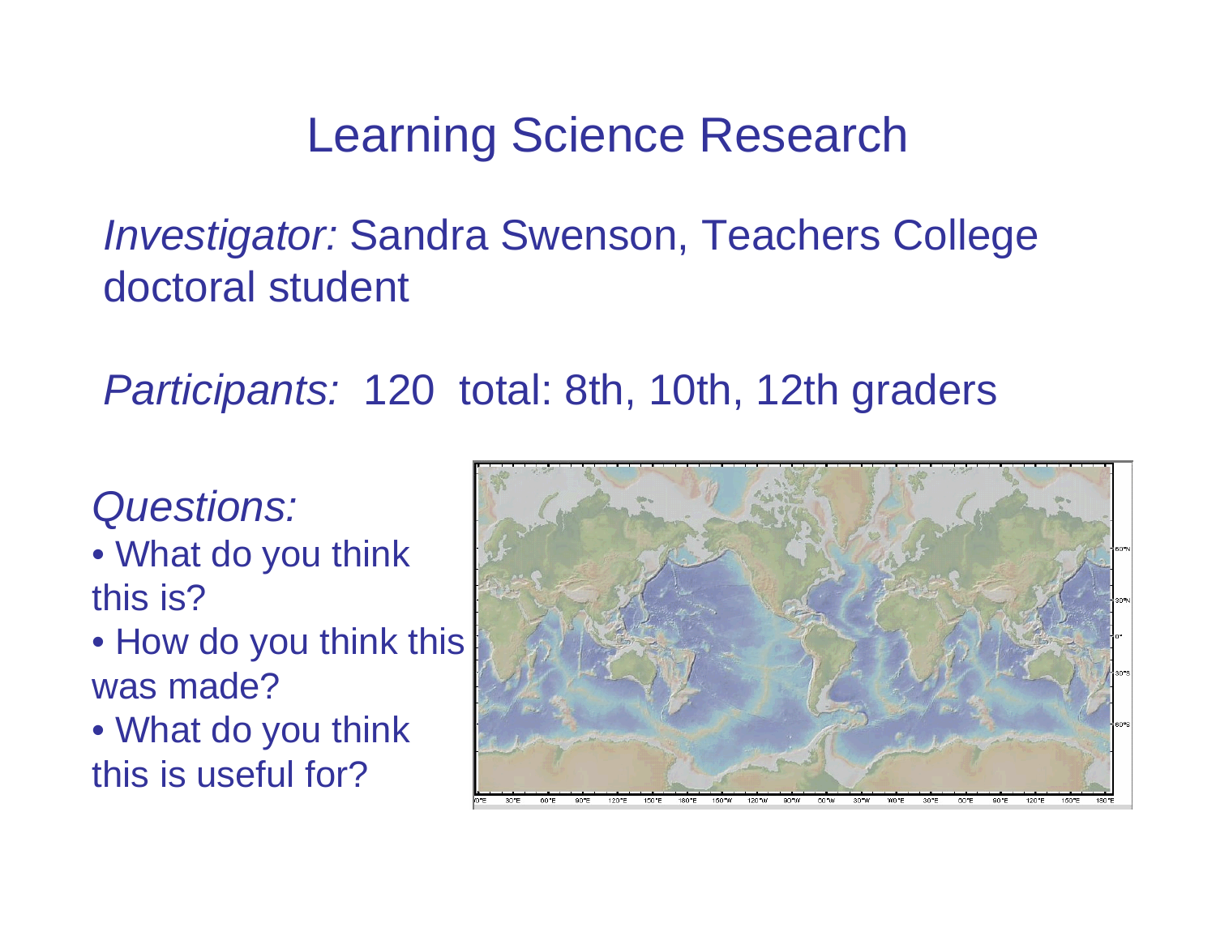# Learning Science Research

*Investigator:* Sandra Swenson, Teachers College doctoral student

*Participants:* 120 total: 8th, 10th, 12th graders

*Questions:*

- What do you think this is?
- How do you think this was made?
- What do you think this is useful for?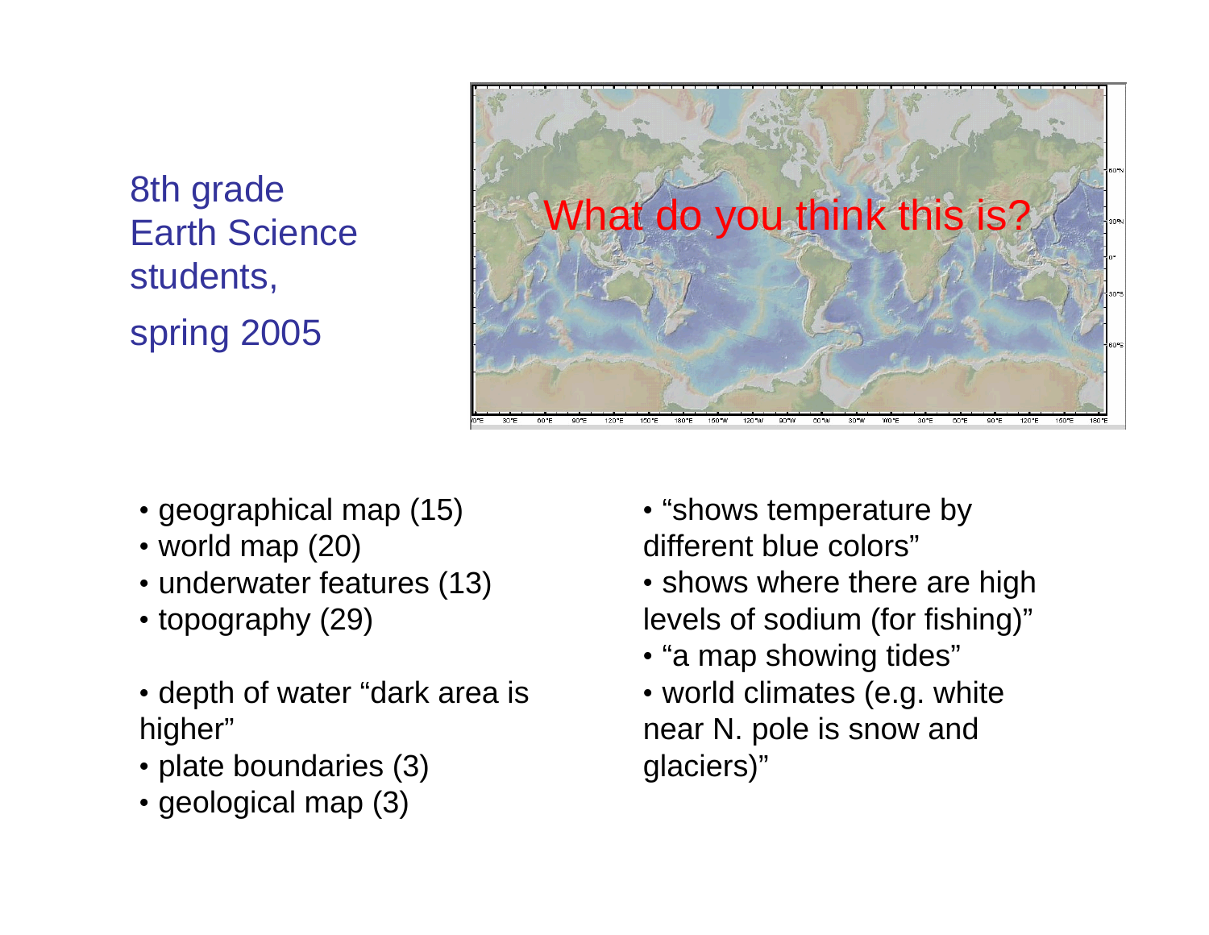8th grade
Earth Science
students,
spring 2005

What do you think this is?

- geographical map (15)
- world map (20)
- underwater features (13)
- topography (29)

- depth of water "dark area is higher"
- plate boundaries (3)
- geological map (3)

- "shows temperature by different blue colors"
- shows where there are high levels of sodium (for fishing)"
- "a map showing tides"
- world climates (e.g. white near N. pole is snow and glaciers)"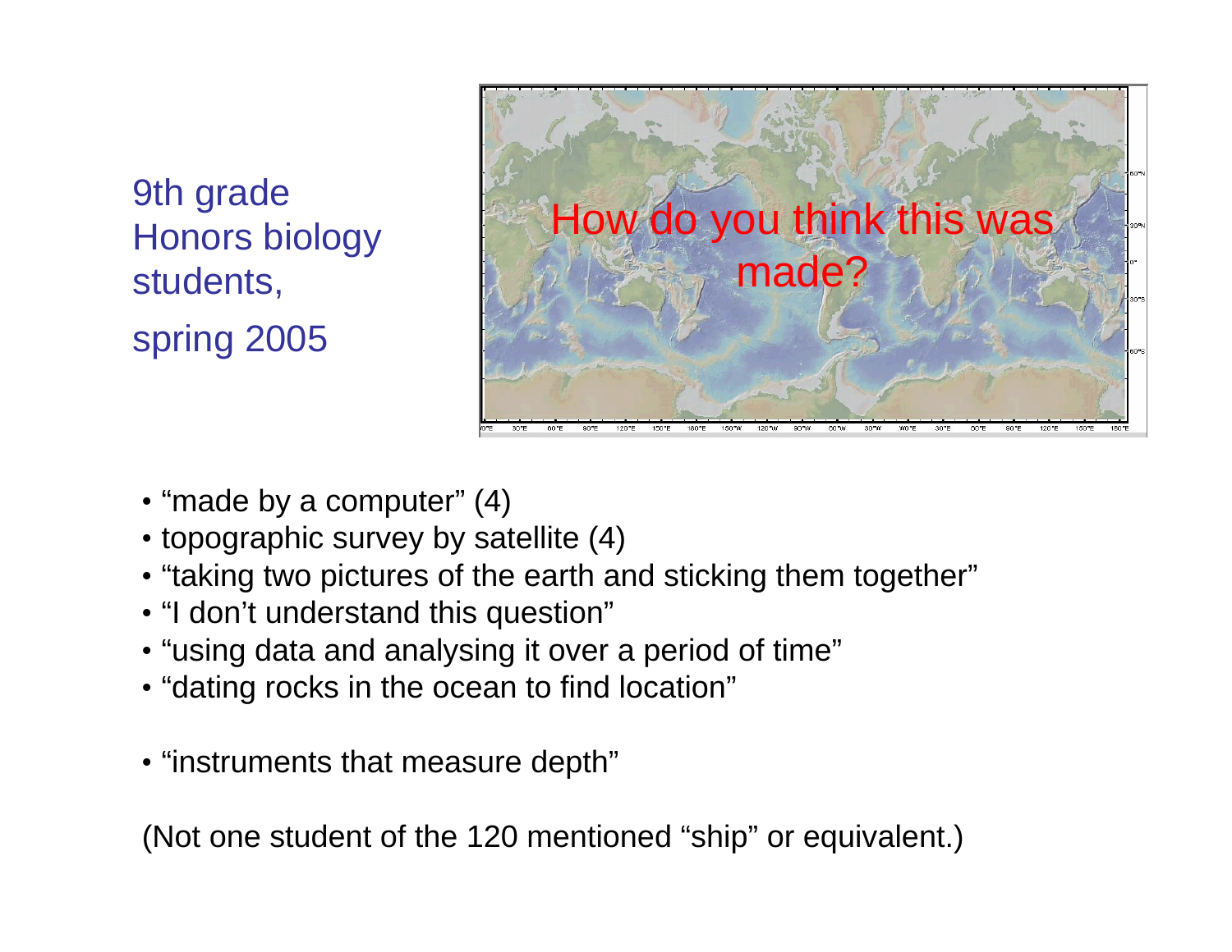9th grade Honors biology students, spring 2005

How do you think this was made?

- "made by a computer" (4)
- topographic survey by satellite (4)
- "taking two pictures of the earth and sticking them together"
- "I don't understand this question"
- "using data and analysing it over a period of time"
- "dating rocks in the ocean to find location"

- "instruments that measure depth"

(Not one student of the 120 mentioned "ship" or equivalent.)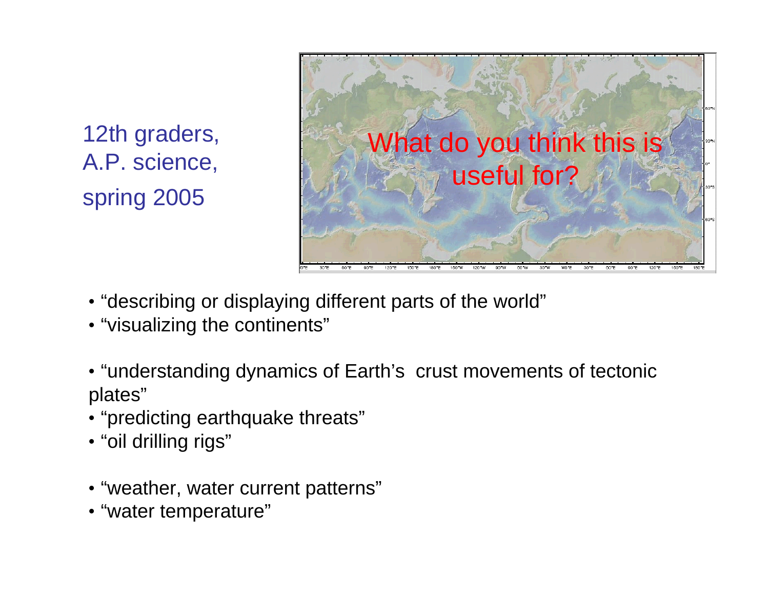12th graders,
A.P. science,
spring 2005

What do you think this is useful for?

60°N
30°N
0°
30°S
60°S

0°E 30°E 60°E 90°E 120°E 150°E 180°E 150°W 120°W 90°W 60°W 30°W 0°E 30°E 60°E 90°E 120°E 150°E 180°E

- “describing or displaying different parts of the world”
- “visualizing the continents”

- “understanding dynamics of Earth’s crust movements of tectonic plates”
- “predicting earthquake threats”
- “oil drilling rigs”

- “weather, water current patterns”
- “water temperature”